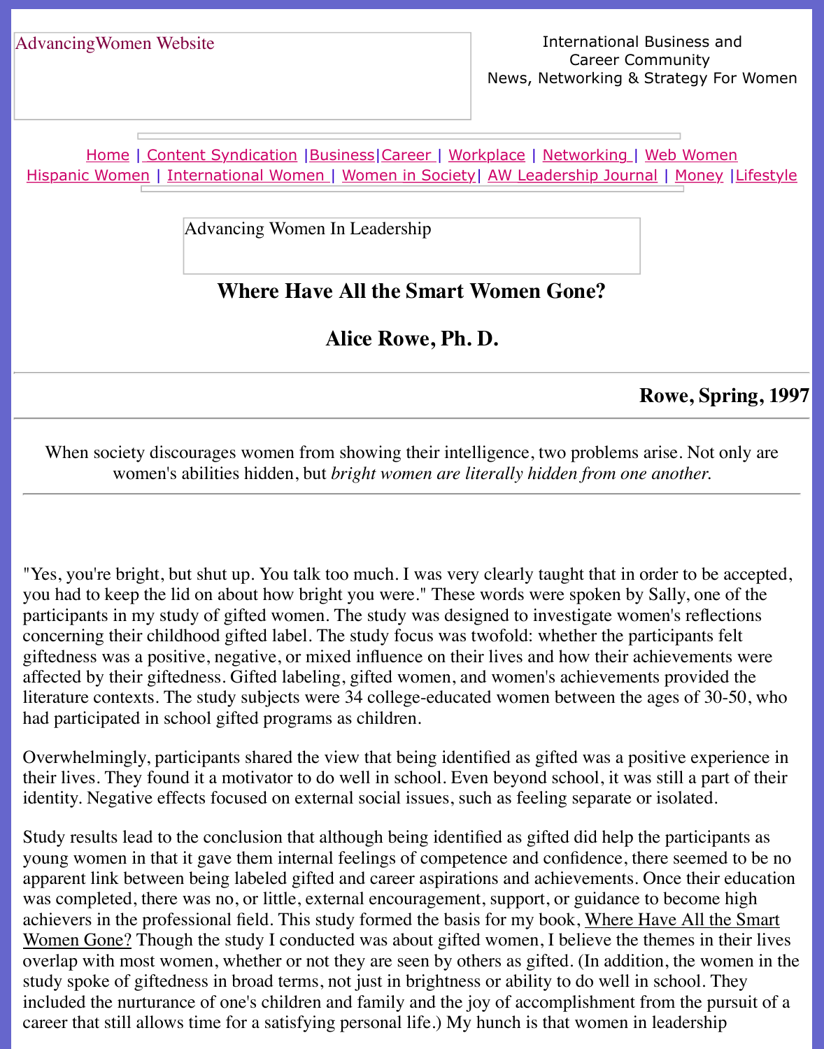AdvancingWomen Website

International Business and Career Community
News, Networking & Strategy For Women

Home | Content Syndication | Business | Career | Workplace | Networking | Web Women
Hispanic Women | International Women | Women in Society | AW Leadership Journal | Money | Lifestyle

Advancing Women In Leadership

# Where Have All the Smart Women Gone?

## Alice Rowe, Ph. D.

**Rowe, Spring, 1997**

When society discourages women from showing their intelligence, two problems arise. Not only are women's abilities hidden, but *bright women are literally hidden from one another.*

"Yes, you're bright, but shut up. You talk too much. I was very clearly taught that in order to be accepted, you had to keep the lid on about how bright you were." These words were spoken by Sally, one of the participants in my study of gifted women. The study was designed to investigate women's reflections concerning their childhood gifted label. The study focus was twofold: whether the participants felt giftedness was a positive, negative, or mixed influence on their lives and how their achievements were affected by their giftedness. Gifted labeling, gifted women, and women's achievements provided the literature contexts. The study subjects were 34 college-educated women between the ages of 30-50, who had participated in school gifted programs as children.

Overwhelmingly, participants shared the view that being identified as gifted was a positive experience in their lives. They found it a motivator to do well in school. Even beyond school, it was still a part of their identity. Negative effects focused on external social issues, such as feeling separate or isolated.

Study results lead to the conclusion that although being identified as gifted did help the participants as young women in that it gave them internal feelings of competence and confidence, there seemed to be no apparent link between being labeled gifted and career aspirations and achievements. Once their education was completed, there was no, or little, external encouragement, support, or guidance to become high achievers in the professional field. This study formed the basis for my book, Where Have All the Smart Women Gone? Though the study I conducted was about gifted women, I believe the themes in their lives overlap with most women, whether or not they are seen by others as gifted. (In addition, the women in the study spoke of giftedness in broad terms, not just in brightness or ability to do well in school. They included the nurturance of one's children and family and the joy of accomplishment from the pursuit of a career that still allows time for a satisfying personal life.) My hunch is that women in leadership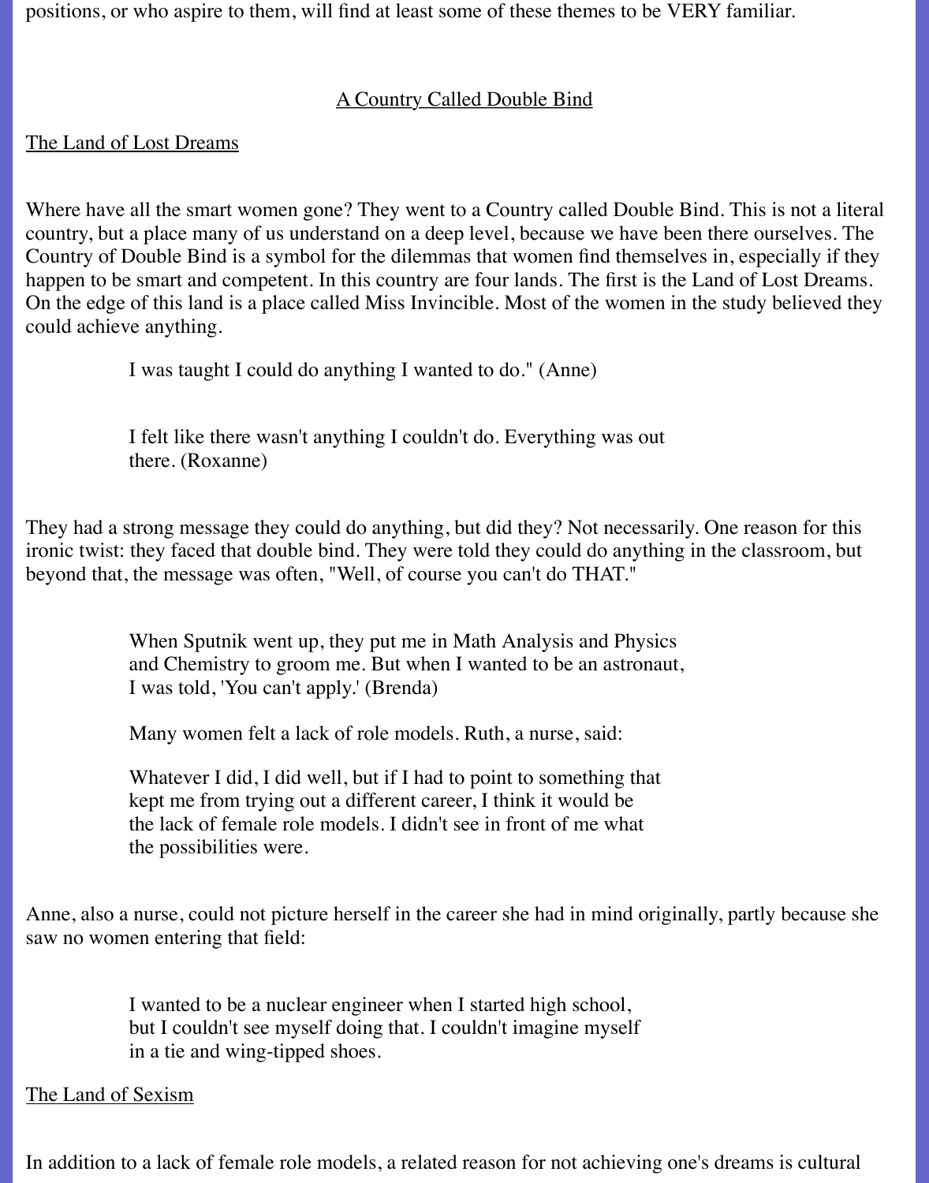positions, or who aspire to them, will find at least some of these themes to be VERY familiar.

## A Country Called Double Bind

### The Land of Lost Dreams

Where have all the smart women gone? They went to a Country called Double Bind. This is not a literal country, but a place many of us understand on a deep level, because we have been there ourselves. The Country of Double Bind is a symbol for the dilemmas that women find themselves in, especially if they happen to be smart and competent. In this country are four lands. The first is the Land of Lost Dreams. On the edge of this land is a place called Miss Invincible. Most of the women in the study believed they could achieve anything.

> I was taught I could do anything I wanted to do." (Anne)

> I felt like there wasn't anything I couldn't do. Everything was out there. (Roxanne)

They had a strong message they could do anything, but did they? Not necessarily. One reason for this ironic twist: they faced that double bind. They were told they could do anything in the classroom, but beyond that, the message was often, "Well, of course you can't do THAT."

> When Sputnik went up, they put me in Math Analysis and Physics and Chemistry to groom me. But when I wanted to be an astronaut, I was told, 'You can't apply.' (Brenda)
>
> Many women felt a lack of role models. Ruth, a nurse, said:
>
> Whatever I did, I did well, but if I had to point to something that kept me from trying out a different career, I think it would be the lack of female role models. I didn't see in front of me what the possibilities were.

Anne, also a nurse, could not picture herself in the career she had in mind originally, partly because she saw no women entering that field:

> I wanted to be a nuclear engineer when I started high school, but I couldn't see myself doing that. I couldn't imagine myself in a tie and wing-tipped shoes.

### The Land of Sexism

In addition to a lack of female role models, a related reason for not achieving one's dreams is cultural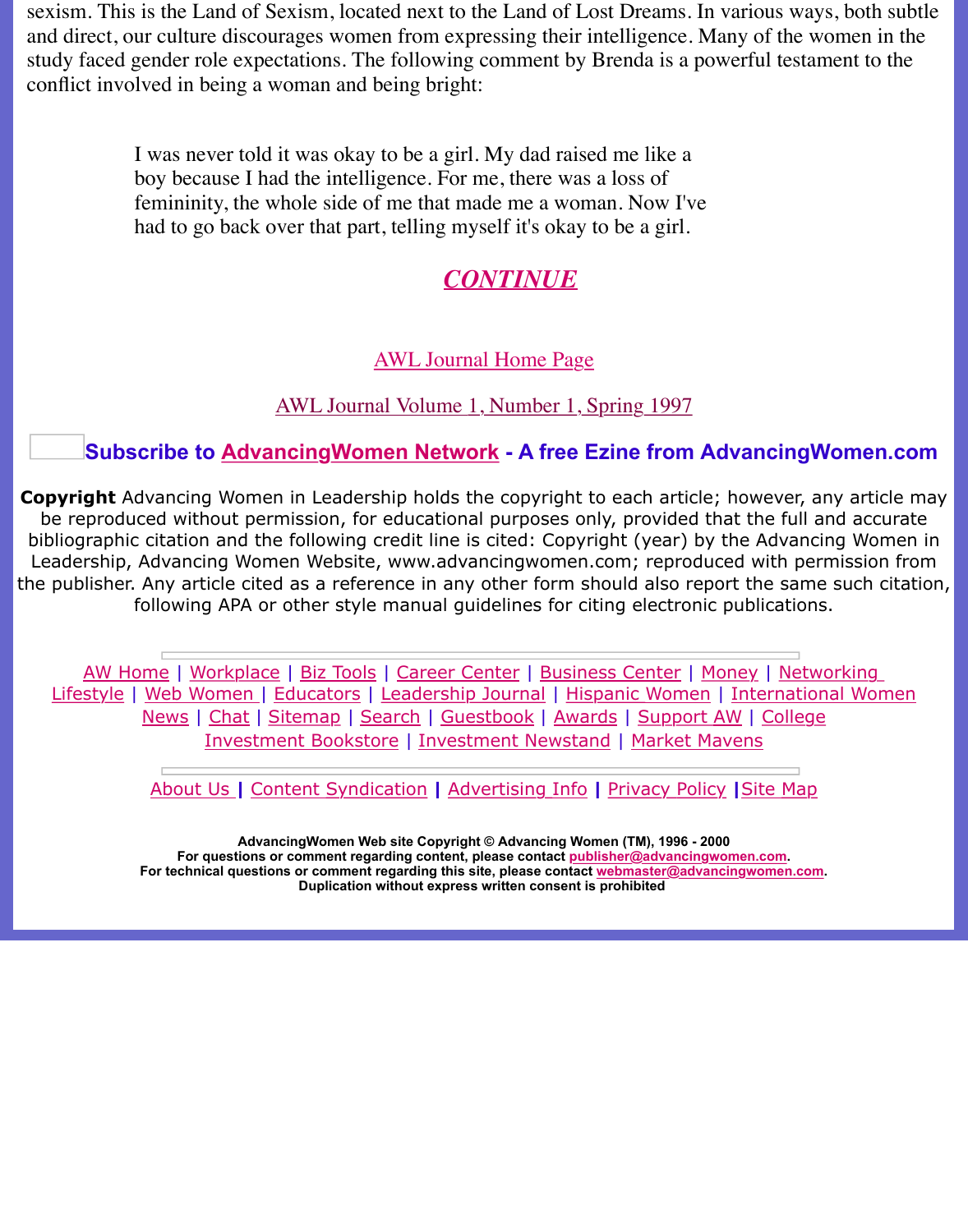sexism. This is the Land of Sexism, located next to the Land of Lost Dreams. In various ways, both subtle and direct, our culture discourages women from expressing their intelligence. Many of the women in the study faced gender role expectations. The following comment by Brenda is a powerful testament to the conflict involved in being a woman and being bright:

> I was never told it was okay to be a girl. My dad raised me like a boy because I had the intelligence. For me, there was a loss of femininity, the whole side of me that made me a woman. Now I've had to go back over that part, telling myself it's okay to be a girl.

***CONTINUE***

AWL Journal Home Page

AWL Journal Volume 1, Number 1, Spring 1997

**Subscribe to AdvancingWomen Network - A free Ezine from AdvancingWomen.com**

**Copyright** Advancing Women in Leadership holds the copyright to each article; however, any article may be reproduced without permission, for educational purposes only, provided that the full and accurate bibliographic citation and the following credit line is cited: Copyright (year) by the Advancing Women in Leadership, Advancing Women Website, www.advancingwomen.com; reproduced with permission from the publisher. Any article cited as a reference in any other form should also report the same such citation, following APA or other style manual guidelines for citing electronic publications.

---

AW Home | Workplace | Biz Tools | Career Center | Business Center | Money | Networking
Lifestyle | Web Women | Educators | Leadership Journal | Hispanic Women | International Women
News | Chat | Sitemap | Search | Guestbook | Awards | Support AW | College
Investment Bookstore | Investment Newstand | Market Mavens

---

About Us | Content Syndication | Advertising Info | Privacy Policy | Site Map

**AdvancingWomen Web site Copyright © Advancing Women (TM), 1996 - 2000**
**For questions or comment regarding content, please contact publisher@advancingwomen.com.**
**For technical questions or comment regarding this site, please contact webmaster@advancingwomen.com.**
**Duplication without express written consent is prohibited**